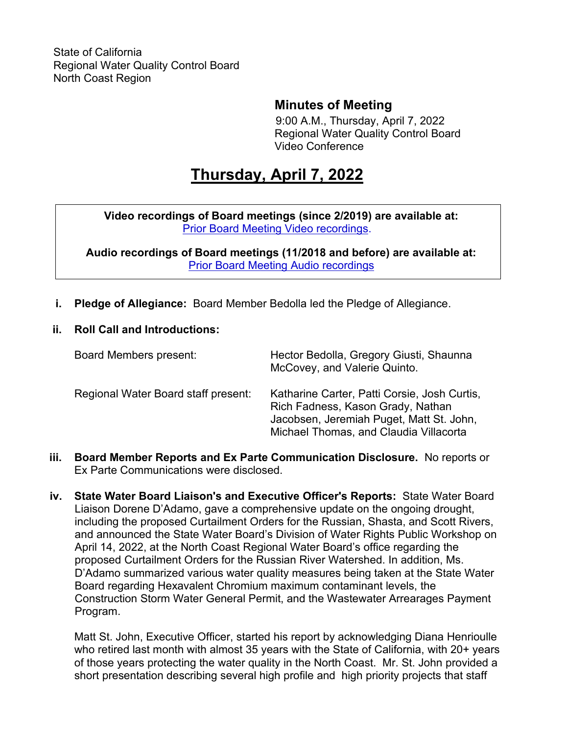State of California
Regional Water Quality Control Board
North Coast Region

**Minutes of Meeting**

9:00 A.M., Thursday, April 7, 2022
Regional Water Quality Control Board
Video Conference

# Thursday, April 7, 2022

**Video recordings of Board meetings (since 2/2019) are available at:**
[Prior Board Meeting Video recordings](Prior Board Meeting Video recordings).

**Audio recordings of Board meetings (11/2018 and before) are available at:**
[Prior Board Meeting Audio recordings](Prior Board Meeting Audio recordings)

i. **Pledge of Allegiance:** Board Member Bedolla led the Pledge of Allegiance.

ii. **Roll Call and Introductions:**

| | |
|---|---|
| Board Members present: | Hector Bedolla, Gregory Giusti, Shaunna McCovey, and Valerie Quinto. |
| Regional Water Board staff present: | Katharine Carter, Patti Corsie, Josh Curtis, Rich Fadness, Kason Grady, Nathan Jacobsen, Jeremiah Puget, Matt St. John, Michael Thomas, and Claudia Villacorta |

iii. **Board Member Reports and Ex Parte Communication Disclosure.** No reports or Ex Parte Communications were disclosed.

iv. **State Water Board Liaison's and Executive Officer's Reports:** State Water Board Liaison Dorene D'Adamo, gave a comprehensive update on the ongoing drought, including the proposed Curtailment Orders for the Russian, Shasta, and Scott Rivers, and announced the State Water Board's Division of Water Rights Public Workshop on April 14, 2022, at the North Coast Regional Water Board's office regarding the proposed Curtailment Orders for the Russian River Watershed. In addition, Ms. D'Adamo summarized various water quality measures being taken at the State Water Board regarding Hexavalent Chromium maximum contaminant levels, the Construction Storm Water General Permit, and the Wastewater Arrearages Payment Program.

Matt St. John, Executive Officer, started his report by acknowledging Diana Henrioulle who retired last month with almost 35 years with the State of California, with 20+ years of those years protecting the water quality in the North Coast. Mr. St. John provided a short presentation describing several high profile and high priority projects that staff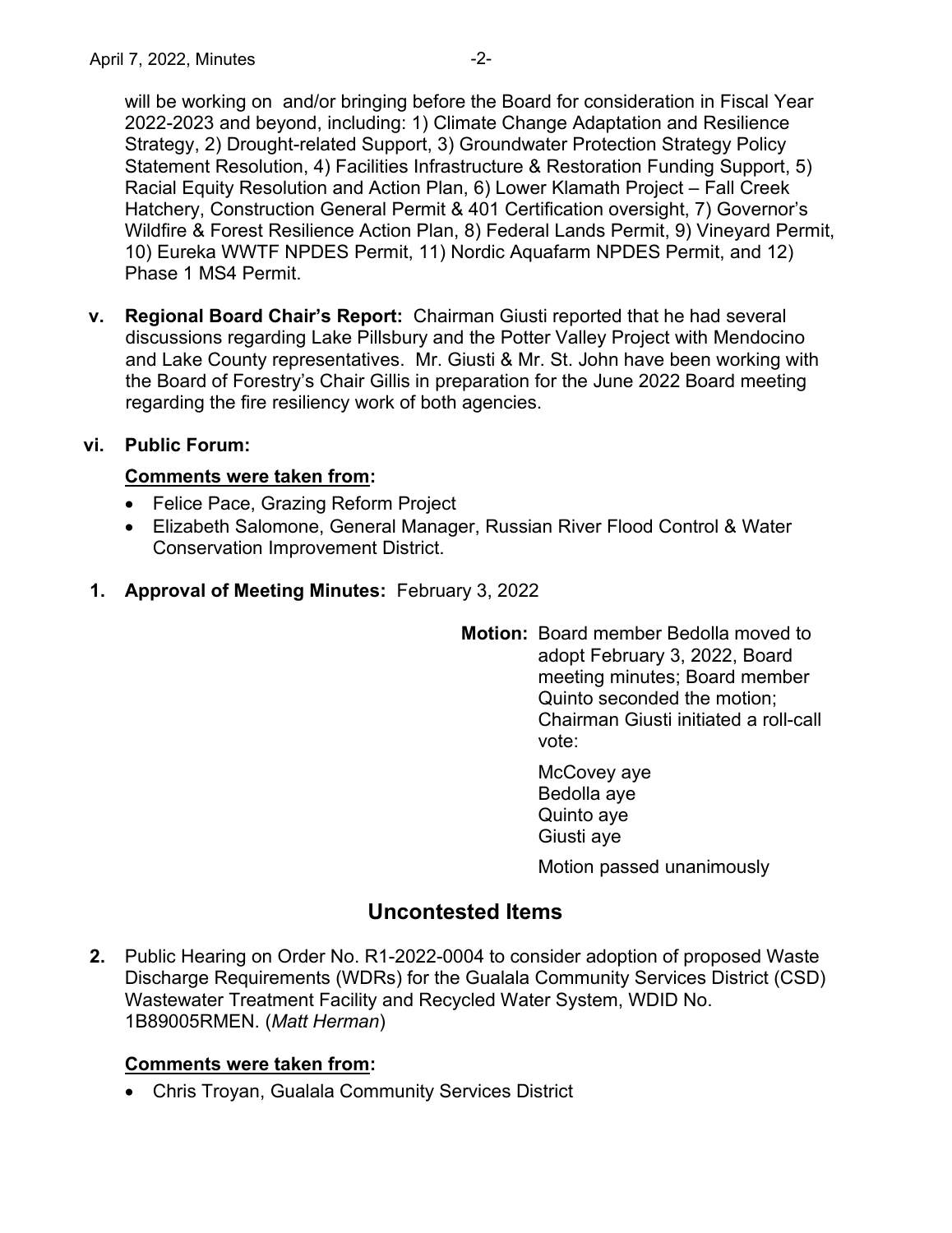will be working on and/or bringing before the Board for consideration in Fiscal Year 2022-2023 and beyond, including: 1) Climate Change Adaptation and Resilience Strategy, 2) Drought-related Support, 3) Groundwater Protection Strategy Policy Statement Resolution, 4) Facilities Infrastructure & Restoration Funding Support, 5) Racial Equity Resolution and Action Plan, 6) Lower Klamath Project – Fall Creek Hatchery, Construction General Permit & 401 Certification oversight, 7) Governor's Wildfire & Forest Resilience Action Plan, 8) Federal Lands Permit, 9) Vineyard Permit, 10) Eureka WWTF NPDES Permit, 11) Nordic Aquafarm NPDES Permit, and 12) Phase 1 MS4 Permit.

**v. Regional Board Chair's Report:** Chairman Giusti reported that he had several discussions regarding Lake Pillsbury and the Potter Valley Project with Mendocino and Lake County representatives. Mr. Giusti & Mr. St. John have been working with the Board of Forestry's Chair Gillis in preparation for the June 2022 Board meeting regarding the fire resiliency work of both agencies.

**vi. Public Forum:**

**Comments were taken from:**

- Felice Pace, Grazing Reform Project
- Elizabeth Salomone, General Manager, Russian River Flood Control & Water Conservation Improvement District.

**1. Approval of Meeting Minutes:** February 3, 2022

**Motion:** Board member Bedolla moved to adopt February 3, 2022, Board meeting minutes; Board member Quinto seconded the motion; Chairman Giusti initiated a roll-call vote:

McCovey aye
Bedolla aye
Quinto aye
Giusti aye

Motion passed unanimously

## Uncontested Items

**2.** Public Hearing on Order No. R1-2022-0004 to consider adoption of proposed Waste Discharge Requirements (WDRs) for the Gualala Community Services District (CSD) Wastewater Treatment Facility and Recycled Water System, WDID No. 1B89005RMEN. (*Matt Herman*)

**Comments were taken from:**

- Chris Troyan, Gualala Community Services District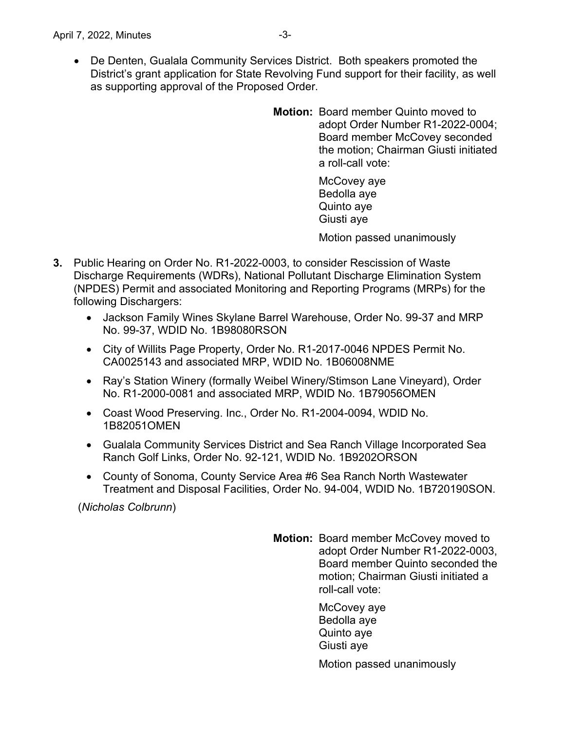- De Denten, Gualala Community Services District. Both speakers promoted the District's grant application for State Revolving Fund support for their facility, as well as supporting approval of the Proposed Order.

**Motion:** Board member Quinto moved to adopt Order Number R1-2022-0004; Board member McCovey seconded the motion; Chairman Giusti initiated a roll-call vote:

McCovey aye
Bedolla aye
Quinto aye
Giusti aye

Motion passed unanimously

**3.** Public Hearing on Order No. R1-2022-0003, to consider Rescission of Waste Discharge Requirements (WDRs), National Pollutant Discharge Elimination System (NPDES) Permit and associated Monitoring and Reporting Programs (MRPs) for the following Dischargers:

- Jackson Family Wines Skylane Barrel Warehouse, Order No. 99-37 and MRP No. 99-37, WDID No. 1B98080RSON
- City of Willits Page Property, Order No. R1-2017-0046 NPDES Permit No. CA0025143 and associated MRP, WDID No. 1B06008NME
- Ray's Station Winery (formally Weibel Winery/Stimson Lane Vineyard), Order No. R1-2000-0081 and associated MRP, WDID No. 1B79056OMEN
- Coast Wood Preserving. Inc., Order No. R1-2004-0094, WDID No. 1B82051OMEN
- Gualala Community Services District and Sea Ranch Village Incorporated Sea Ranch Golf Links, Order No. 92-121, WDID No. 1B9202ORSON
- County of Sonoma, County Service Area #6 Sea Ranch North Wastewater Treatment and Disposal Facilities, Order No. 94-004, WDID No. 1B720190SON.

(*Nicholas Colbrunn*)

**Motion:** Board member McCovey moved to adopt Order Number R1-2022-0003, Board member Quinto seconded the motion; Chairman Giusti initiated a roll-call vote:

McCovey aye
Bedolla aye
Quinto aye
Giusti aye

Motion passed unanimously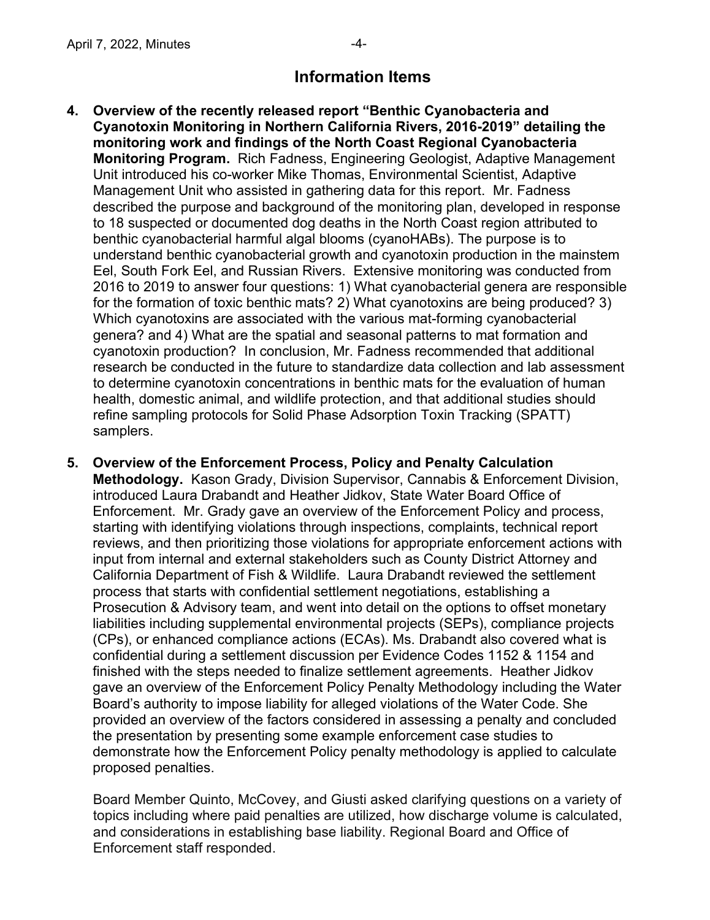## Information Items

4. **Overview of the recently released report "Benthic Cyanobacteria and Cyanotoxin Monitoring in Northern California Rivers, 2016-2019" detailing the monitoring work and findings of the North Coast Regional Cyanobacteria Monitoring Program.** Rich Fadness, Engineering Geologist, Adaptive Management Unit introduced his co-worker Mike Thomas, Environmental Scientist, Adaptive Management Unit who assisted in gathering data for this report. Mr. Fadness described the purpose and background of the monitoring plan, developed in response to 18 suspected or documented dog deaths in the North Coast region attributed to benthic cyanobacterial harmful algal blooms (cyanoHABs). The purpose is to understand benthic cyanobacterial growth and cyanotoxin production in the mainstem Eel, South Fork Eel, and Russian Rivers. Extensive monitoring was conducted from 2016 to 2019 to answer four questions: 1) What cyanobacterial genera are responsible for the formation of toxic benthic mats? 2) What cyanotoxins are being produced? 3) Which cyanotoxins are associated with the various mat-forming cyanobacterial genera? and 4) What are the spatial and seasonal patterns to mat formation and cyanotoxin production? In conclusion, Mr. Fadness recommended that additional research be conducted in the future to standardize data collection and lab assessment to determine cyanotoxin concentrations in benthic mats for the evaluation of human health, domestic animal, and wildlife protection, and that additional studies should refine sampling protocols for Solid Phase Adsorption Toxin Tracking (SPATT) samplers.

5. **Overview of the Enforcement Process, Policy and Penalty Calculation Methodology.** Kason Grady, Division Supervisor, Cannabis & Enforcement Division, introduced Laura Drabandt and Heather Jidkov, State Water Board Office of Enforcement. Mr. Grady gave an overview of the Enforcement Policy and process, starting with identifying violations through inspections, complaints, technical report reviews, and then prioritizing those violations for appropriate enforcement actions with input from internal and external stakeholders such as County District Attorney and California Department of Fish & Wildlife. Laura Drabandt reviewed the settlement process that starts with confidential settlement negotiations, establishing a Prosecution & Advisory team, and went into detail on the options to offset monetary liabilities including supplemental environmental projects (SEPs), compliance projects (CPs), or enhanced compliance actions (ECAs). Ms. Drabandt also covered what is confidential during a settlement discussion per Evidence Codes 1152 & 1154 and finished with the steps needed to finalize settlement agreements. Heather Jidkov gave an overview of the Enforcement Policy Penalty Methodology including the Water Board's authority to impose liability for alleged violations of the Water Code. She provided an overview of the factors considered in assessing a penalty and concluded the presentation by presenting some example enforcement case studies to demonstrate how the Enforcement Policy penalty methodology is applied to calculate proposed penalties.

   Board Member Quinto, McCovey, and Giusti asked clarifying questions on a variety of topics including where paid penalties are utilized, how discharge volume is calculated, and considerations in establishing base liability. Regional Board and Office of Enforcement staff responded.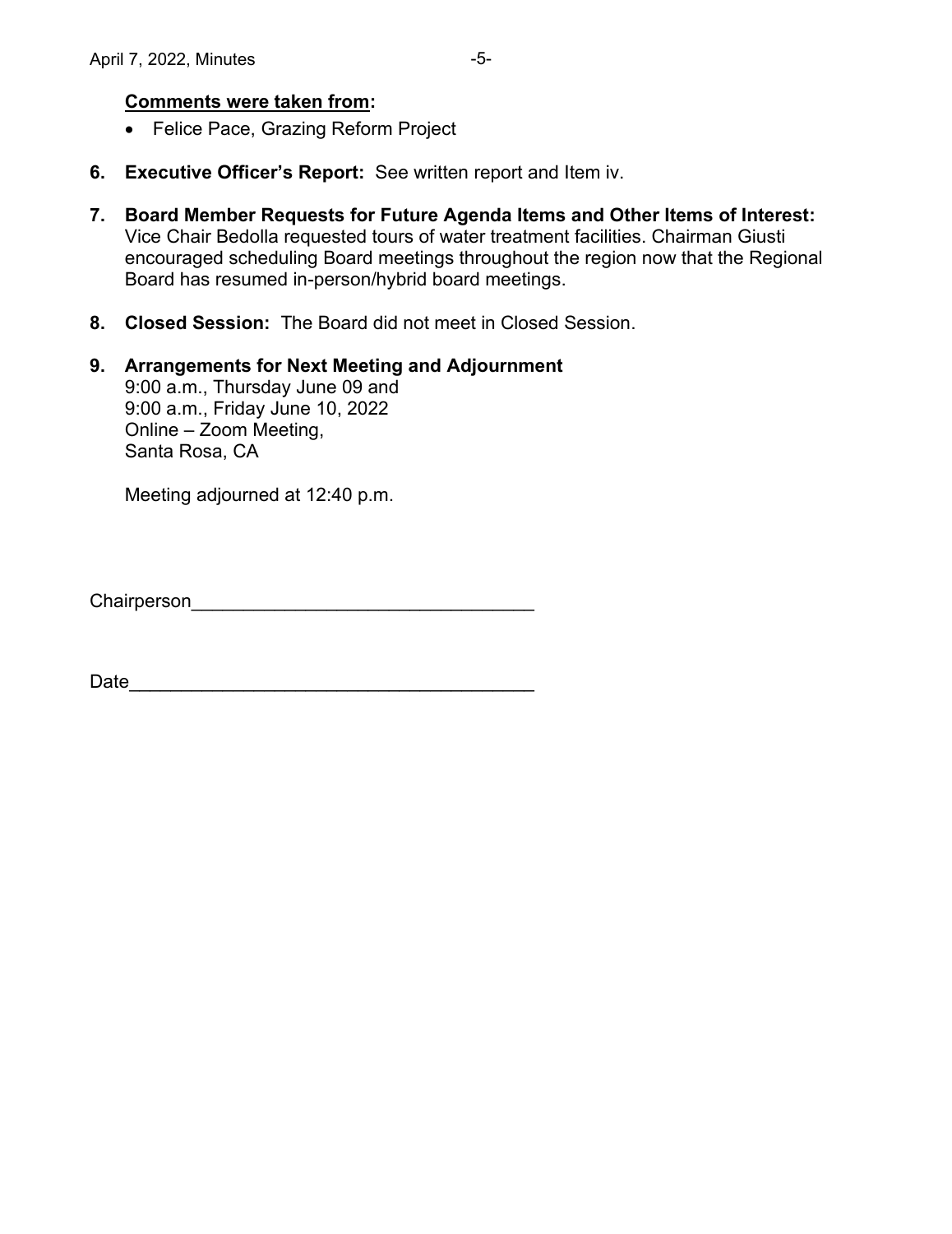**<u>Comments were taken from</u>:**

- Felice Pace, Grazing Reform Project

**6. Executive Officer's Report:** See written report and Item iv.

**7. Board Member Requests for Future Agenda Items and Other Items of Interest:** Vice Chair Bedolla requested tours of water treatment facilities. Chairman Giusti encouraged scheduling Board meetings throughout the region now that the Regional Board has resumed in-person/hybrid board meetings.

**8. Closed Session:** The Board did not meet in Closed Session.

**9. Arrangements for Next Meeting and Adjournment**
9:00 a.m., Thursday June 09 and
9:00 a.m., Friday June 10, 2022
Online – Zoom Meeting,
Santa Rosa, CA

Meeting adjourned at 12:40 p.m.

Chairperson________________________________

Date_____________________________________